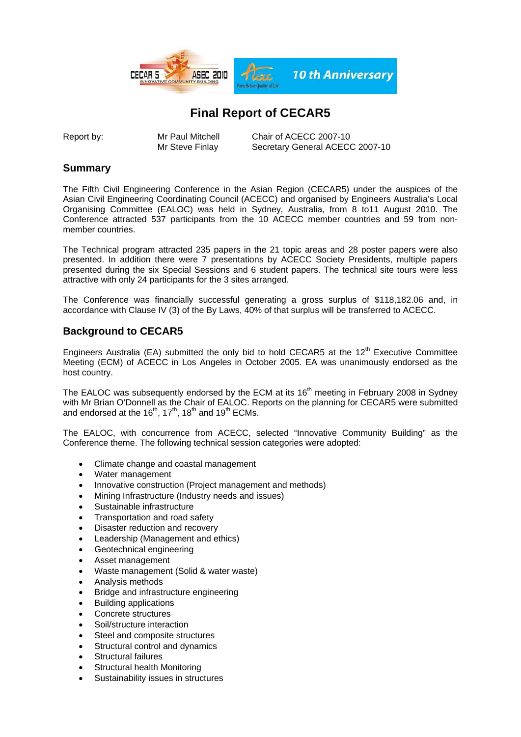# Final Report of CECAR5

| Report by: | Mr Paul Mitchell | Chair of ACECC 2007-10 |
| --- | --- | --- |
| | Mr Steve Finlay | Secretary General ACECC 2007-10 |

## Summary

The Fifth Civil Engineering Conference in the Asian Region (CECAR5) under the auspices of the Asian Civil Engineering Coordinating Council (ACECC) and organised by Engineers Australia's Local Organising Committee (EALOC) was held in Sydney, Australia, from 8 to11 August 2010. The Conference attracted 537 participants from the 10 ACECC member countries and 59 from non-member countries.

The Technical program attracted 235 papers in the 21 topic areas and 28 poster papers were also presented. In addition there were 7 presentations by ACECC Society Presidents, multiple papers presented during the six Special Sessions and 6 student papers. The technical site tours were less attractive with only 24 participants for the 3 sites arranged.

The Conference was financially successful generating a gross surplus of $118,182.06 and, in accordance with Clause IV (3) of the By Laws, 40% of that surplus will be transferred to ACECC.

## Background to CECAR5

Engineers Australia (EA) submitted the only bid to hold CECAR5 at the 12th Executive Committee Meeting (ECM) of ACECC in Los Angeles in October 2005. EA was unanimously endorsed as the host country.

The EALOC was subsequently endorsed by the ECM at its 16th meeting in February 2008 in Sydney with Mr Brian O'Donnell as the Chair of EALOC. Reports on the planning for CECAR5 were submitted and endorsed at the 16th, 17th, 18th and 19th ECMs.

The EALOC, with concurrence from ACECC, selected "Innovative Community Building" as the Conference theme. The following technical session categories were adopted:

- Climate change and coastal management
- Water management
- Innovative construction (Project management and methods)
- Mining Infrastructure (Industry needs and issues)
- Sustainable infrastructure
- Transportation and road safety
- Disaster reduction and recovery
- Leadership (Management and ethics)
- Geotechnical engineering
- Asset management
- Waste management (Solid & water waste)
- Analysis methods
- Bridge and infrastructure engineering
- Building applications
- Concrete structures
- Soil/structure interaction
- Steel and composite structures
- Structural control and dynamics
- Structural failures
- Structural health Monitoring
- Sustainability issues in structures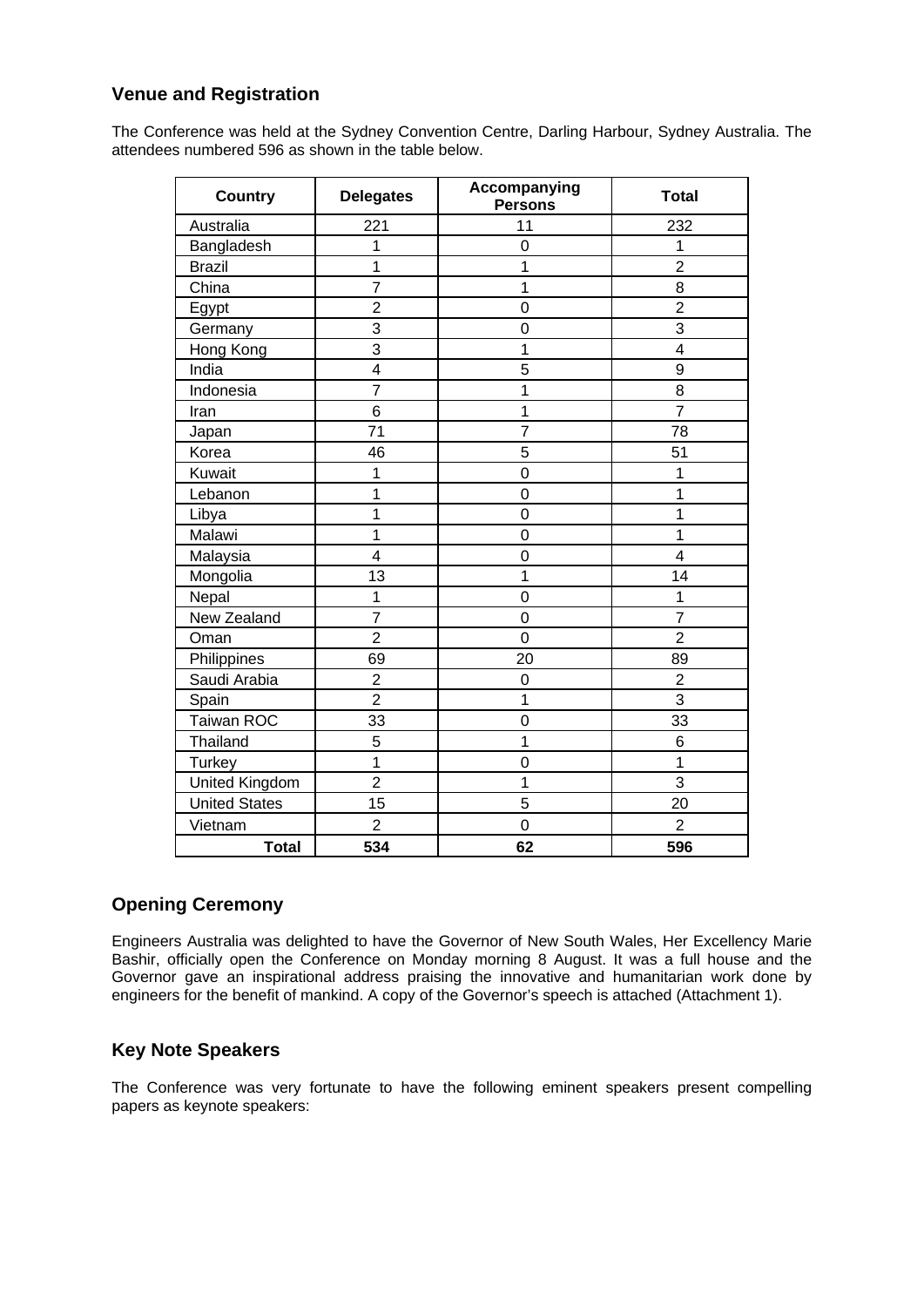## Venue and Registration

The Conference was held at the Sydney Convention Centre, Darling Harbour, Sydney Australia. The attendees numbered 596 as shown in the table below.

| Country | Delegates | Accompanying Persons | Total |
|---|---|---|---|
| Australia | 221 | 11 | 232 |
| Bangladesh | 1 | 0 | 1 |
| Brazil | 1 | 1 | 2 |
| China | 7 | 1 | 8 |
| Egypt | 2 | 0 | 2 |
| Germany | 3 | 0 | 3 |
| Hong Kong | 3 | 1 | 4 |
| India | 4 | 5 | 9 |
| Indonesia | 7 | 1 | 8 |
| Iran | 6 | 1 | 7 |
| Japan | 71 | 7 | 78 |
| Korea | 46 | 5 | 51 |
| Kuwait | 1 | 0 | 1 |
| Lebanon | 1 | 0 | 1 |
| Libya | 1 | 0 | 1 |
| Malawi | 1 | 0 | 1 |
| Malaysia | 4 | 0 | 4 |
| Mongolia | 13 | 1 | 14 |
| Nepal | 1 | 0 | 1 |
| New Zealand | 7 | 0 | 7 |
| Oman | 2 | 0 | 2 |
| Philippines | 69 | 20 | 89 |
| Saudi Arabia | 2 | 0 | 2 |
| Spain | 2 | 1 | 3 |
| Taiwan ROC | 33 | 0 | 33 |
| Thailand | 5 | 1 | 6 |
| Turkey | 1 | 0 | 1 |
| United Kingdom | 2 | 1 | 3 |
| United States | 15 | 5 | 20 |
| Vietnam | 2 | 0 | 2 |
| **Total** | **534** | **62** | **596** |

## Opening Ceremony

Engineers Australia was delighted to have the Governor of New South Wales, Her Excellency Marie Bashir, officially open the Conference on Monday morning 8 August. It was a full house and the Governor gave an inspirational address praising the innovative and humanitarian work done by engineers for the benefit of mankind. A copy of the Governor's speech is attached (Attachment 1).

## Key Note Speakers

The Conference was very fortunate to have the following eminent speakers present compelling papers as keynote speakers: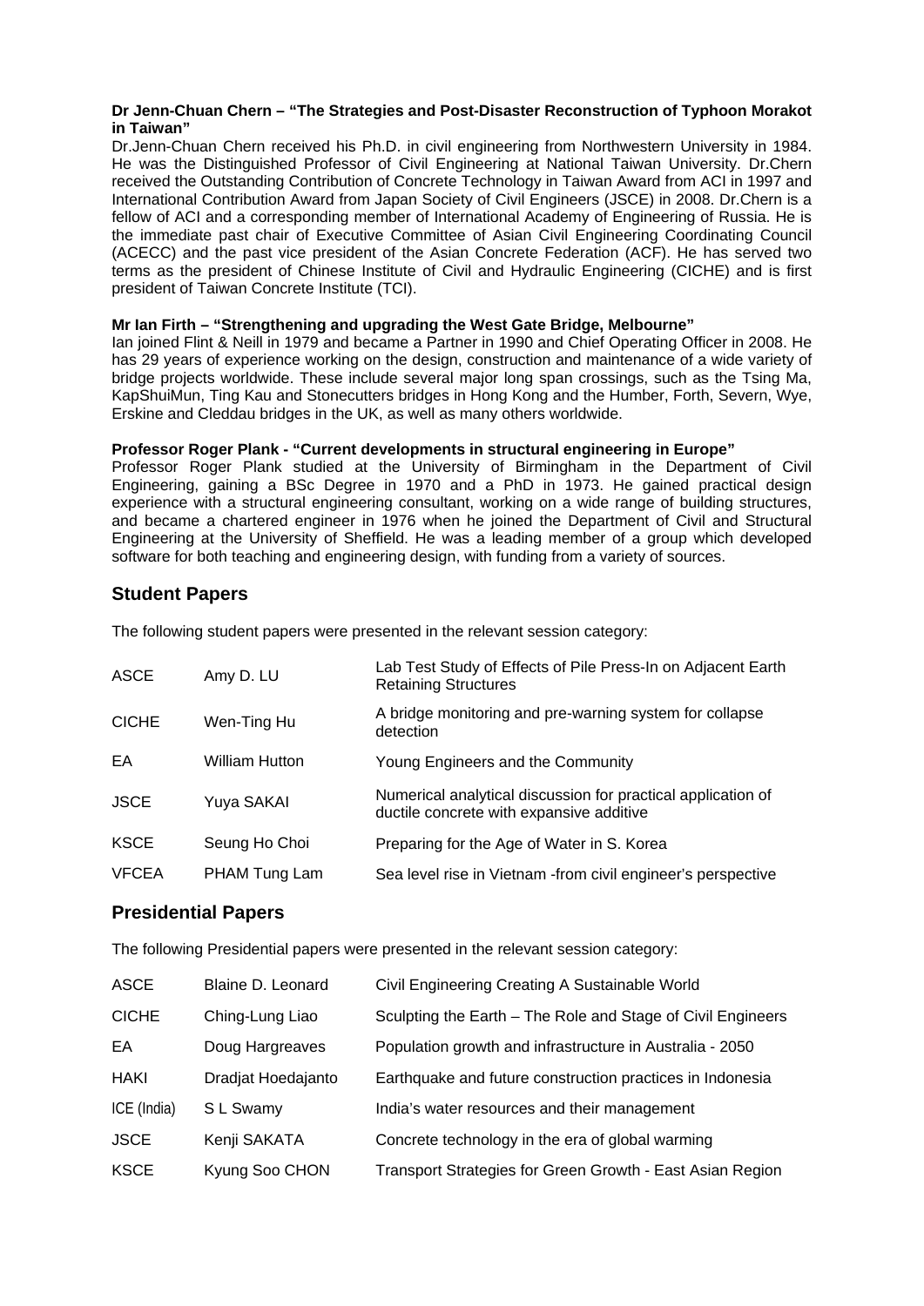**Dr Jenn-Chuan Chern – "The Strategies and Post-Disaster Reconstruction of Typhoon Morakot in Taiwan"**

Dr.Jenn-Chuan Chern received his Ph.D. in civil engineering from Northwestern University in 1984. He was the Distinguished Professor of Civil Engineering at National Taiwan University. Dr.Chern received the Outstanding Contribution of Concrete Technology in Taiwan Award from ACI in 1997 and International Contribution Award from Japan Society of Civil Engineers (JSCE) in 2008. Dr.Chern is a fellow of ACI and a corresponding member of International Academy of Engineering of Russia. He is the immediate past chair of Executive Committee of Asian Civil Engineering Coordinating Council (ACECC) and the past vice president of the Asian Concrete Federation (ACF). He has served two terms as the president of Chinese Institute of Civil and Hydraulic Engineering (CICHE) and is first president of Taiwan Concrete Institute (TCI).

**Mr Ian Firth – "Strengthening and upgrading the West Gate Bridge, Melbourne"**

Ian joined Flint & Neill in 1979 and became a Partner in 1990 and Chief Operating Officer in 2008. He has 29 years of experience working on the design, construction and maintenance of a wide variety of bridge projects worldwide. These include several major long span crossings, such as the Tsing Ma, KapShuiMun, Ting Kau and Stonecutters bridges in Hong Kong and the Humber, Forth, Severn, Wye, Erskine and Cleddau bridges in the UK, as well as many others worldwide.

**Professor Roger Plank - "Current developments in structural engineering in Europe"**

Professor Roger Plank studied at the University of Birmingham in the Department of Civil Engineering, gaining a BSc Degree in 1970 and a PhD in 1973. He gained practical design experience with a structural engineering consultant, working on a wide range of building structures, and became a chartered engineer in 1976 when he joined the Department of Civil and Structural Engineering at the University of Sheffield. He was a leading member of a group which developed software for both teaching and engineering design, with funding from a variety of sources.

## Student Papers

The following student papers were presented in the relevant session category:

| | | |
|---|---|---|
| ASCE | Amy D. LU | Lab Test Study of Effects of Pile Press-In on Adjacent Earth Retaining Structures |
| CICHE | Wen-Ting Hu | A bridge monitoring and pre-warning system for collapse detection |
| EA | William Hutton | Young Engineers and the Community |
| JSCE | Yuya SAKAI | Numerical analytical discussion for practical application of ductile concrete with expansive additive |
| KSCE | Seung Ho Choi | Preparing for the Age of Water in S. Korea |
| VFCEA | PHAM Tung Lam | Sea level rise in Vietnam -from civil engineer's perspective |

## Presidential Papers

The following Presidential papers were presented in the relevant session category:

| | | |
|---|---|---|
| ASCE | Blaine D. Leonard | Civil Engineering Creating A Sustainable World |
| CICHE | Ching-Lung Liao | Sculpting the Earth – The Role and Stage of Civil Engineers |
| EA | Doug Hargreaves | Population growth and infrastructure in Australia - 2050 |
| HAKI | Dradjat Hoedajanto | Earthquake and future construction practices in Indonesia |
| ICE (India) | S L Swamy | India's water resources and their management |
| JSCE | Kenji SAKATA | Concrete technology in the era of global warming |
| KSCE | Kyung Soo CHON | Transport Strategies for Green Growth - East Asian Region |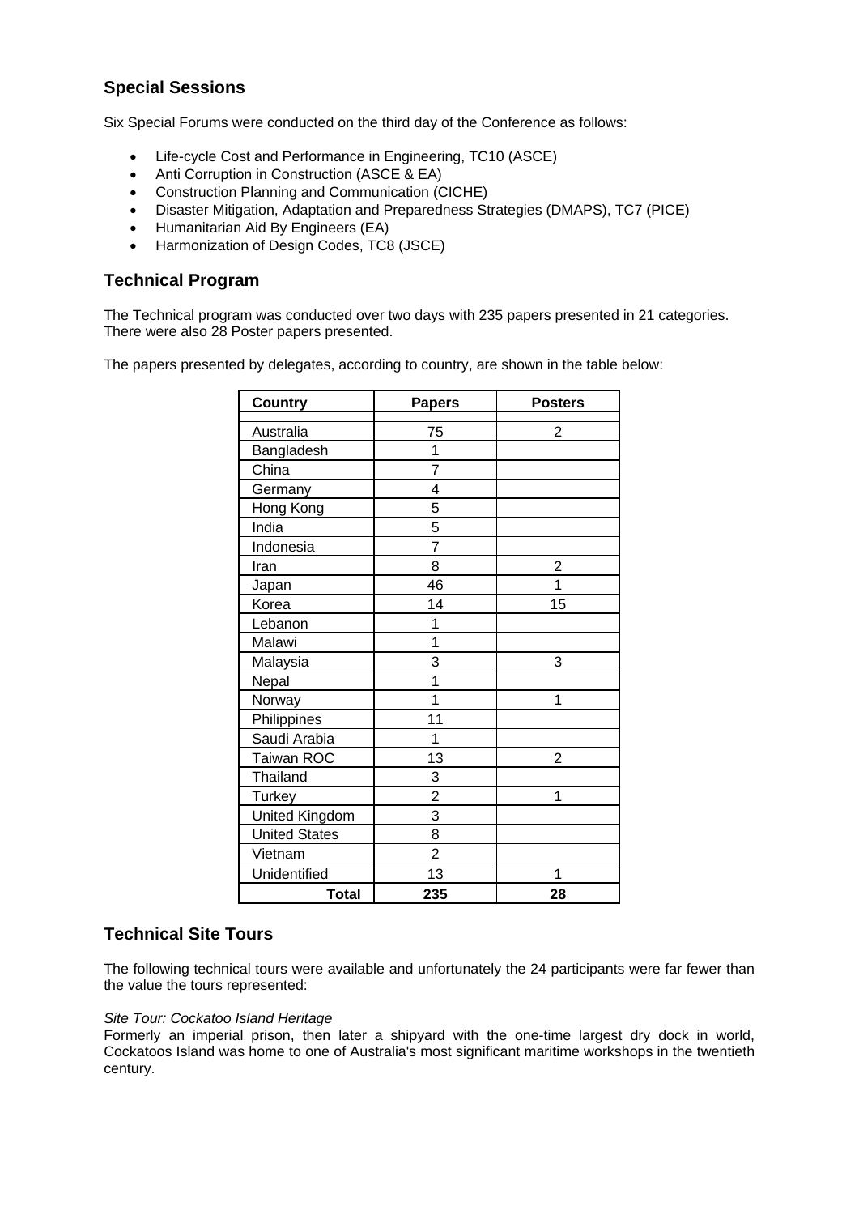## Special Sessions

Six Special Forums were conducted on the third day of the Conference as follows:

- Life-cycle Cost and Performance in Engineering, TC10 (ASCE)
- Anti Corruption in Construction (ASCE & EA)
- Construction Planning and Communication (CICHE)
- Disaster Mitigation, Adaptation and Preparedness Strategies (DMAPS), TC7 (PICE)
- Humanitarian Aid By Engineers (EA)
- Harmonization of Design Codes, TC8 (JSCE)

## Technical Program

The Technical program was conducted over two days with 235 papers presented in 21 categories. There were also 28 Poster papers presented.

The papers presented by delegates, according to country, are shown in the table below:

| Country | Papers | Posters |
|---|---|---|
| Australia | 75 | 2 |
| Bangladesh | 1 | |
| China | 7 | |
| Germany | 4 | |
| Hong Kong | 5 | |
| India | 5 | |
| Indonesia | 7 | |
| Iran | 8 | 2 |
| Japan | 46 | 1 |
| Korea | 14 | 15 |
| Lebanon | 1 | |
| Malawi | 1 | |
| Malaysia | 3 | 3 |
| Nepal | 1 | |
| Norway | 1 | 1 |
| Philippines | 11 | |
| Saudi Arabia | 1 | |
| Taiwan ROC | 13 | 2 |
| Thailand | 3 | |
| Turkey | 2 | 1 |
| United Kingdom | 3 | |
| United States | 8 | |
| Vietnam | 2 | |
| Unidentified | 13 | 1 |
| **Total** | **235** | **28** |

## Technical Site Tours

The following technical tours were available and unfortunately the 24 participants were far fewer than the value the tours represented:

*Site Tour: Cockatoo Island Heritage*
Formerly an imperial prison, then later a shipyard with the one-time largest dry dock in world, Cockatoos Island was home to one of Australia's most significant maritime workshops in the twentieth century.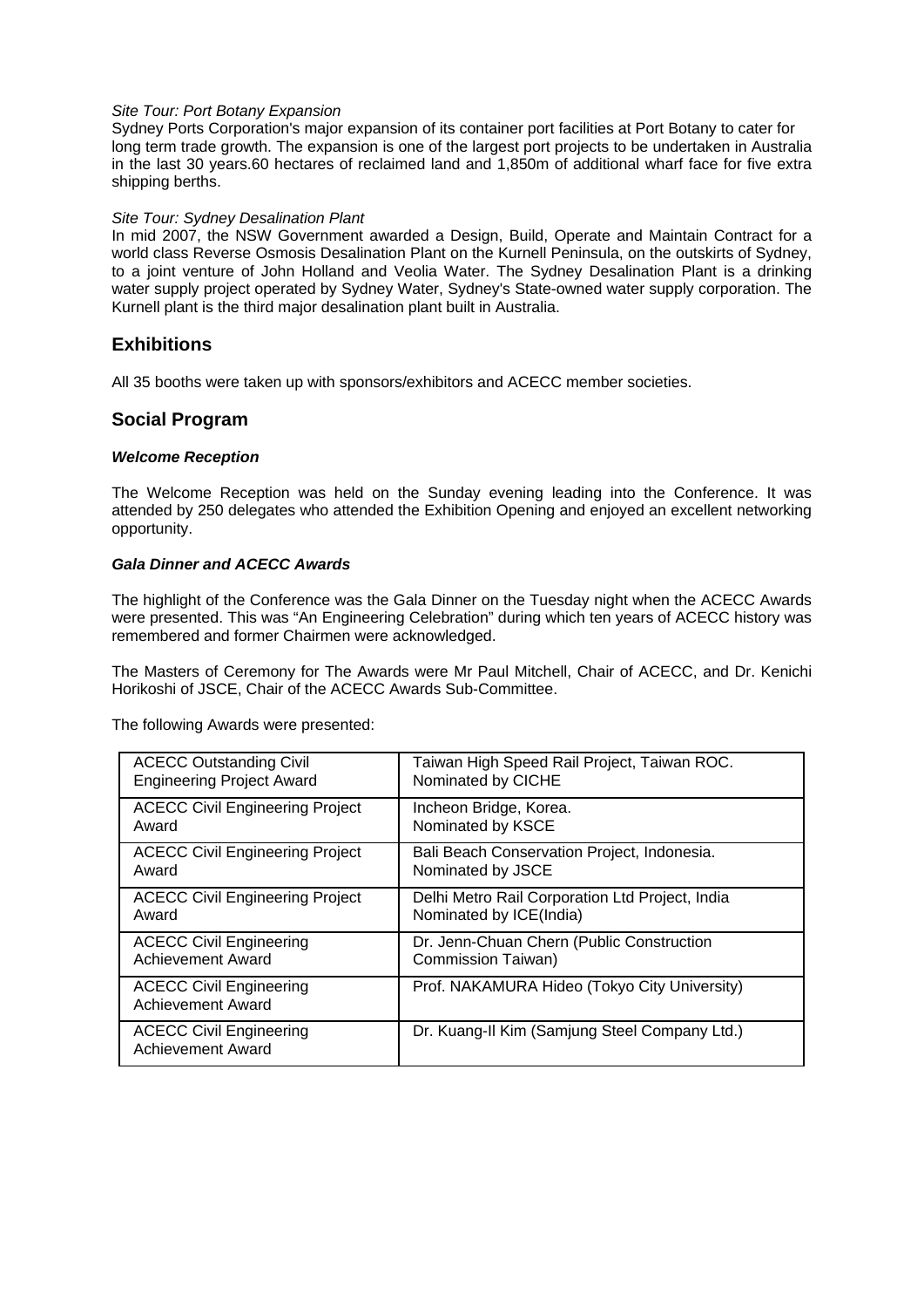*Site Tour: Port Botany Expansion*

Sydney Ports Corporation's major expansion of its container port facilities at Port Botany to cater for long term trade growth. The expansion is one of the largest port projects to be undertaken in Australia in the last 30 years.60 hectares of reclaimed land and 1,850m of additional wharf face for five extra shipping berths.

*Site Tour: Sydney Desalination Plant*

In mid 2007, the NSW Government awarded a Design, Build, Operate and Maintain Contract for a world class Reverse Osmosis Desalination Plant on the Kurnell Peninsula, on the outskirts of Sydney, to a joint venture of John Holland and Veolia Water. The Sydney Desalination Plant is a drinking water supply project operated by Sydney Water, Sydney's State-owned water supply corporation. The Kurnell plant is the third major desalination plant built in Australia.

## Exhibitions

All 35 booths were taken up with sponsors/exhibitors and ACECC member societies.

## Social Program

***Welcome Reception***

The Welcome Reception was held on the Sunday evening leading into the Conference. It was attended by 250 delegates who attended the Exhibition Opening and enjoyed an excellent networking opportunity.

***Gala Dinner and ACECC Awards***

The highlight of the Conference was the Gala Dinner on the Tuesday night when the ACECC Awards were presented. This was "An Engineering Celebration" during which ten years of ACECC history was remembered and former Chairmen were acknowledged.

The Masters of Ceremony for The Awards were Mr Paul Mitchell, Chair of ACECC, and Dr. Kenichi Horikoshi of JSCE, Chair of the ACECC Awards Sub-Committee.

The following Awards were presented:

| Award | Recipient |
|---|---|
| ACECC Outstanding Civil Engineering Project Award | Taiwan High Speed Rail Project, Taiwan ROC. Nominated by CICHE |
| ACECC Civil Engineering Project Award | Incheon Bridge, Korea. Nominated by KSCE |
| ACECC Civil Engineering Project Award | Bali Beach Conservation Project, Indonesia. Nominated by JSCE |
| ACECC Civil Engineering Project Award | Delhi Metro Rail Corporation Ltd Project, India Nominated by ICE(India) |
| ACECC Civil Engineering Achievement Award | Dr. Jenn-Chuan Chern (Public Construction Commission Taiwan) |
| ACECC Civil Engineering Achievement Award | Prof. NAKAMURA Hideo (Tokyo City University) |
| ACECC Civil Engineering Achievement Award | Dr. Kuang-Il Kim (Samjung Steel Company Ltd.) |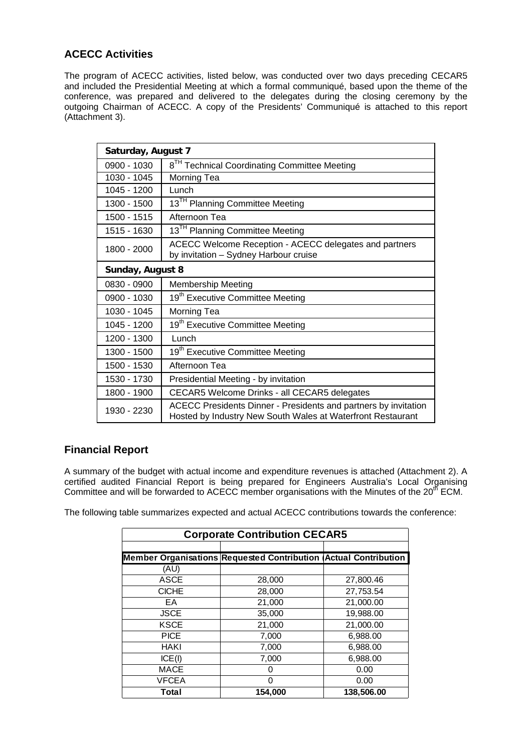## ACECC Activities

The program of ACECC activities, listed below, was conducted over two days preceding CECAR5 and included the Presidential Meeting at which a formal communiqué, based upon the theme of the conference, was prepared and delivered to the delegates during the closing ceremony by the outgoing Chairman of ACECC. A copy of the Presidents' Communiqué is attached to this report (Attachment 3).

| **Saturday, August 7** | |
|---|---|
| 0900 - 1030 | 8[TH] Technical Coordinating Committee Meeting |
| 1030 - 1045 | Morning Tea |
| 1045 - 1200 | Lunch |
| 1300 - 1500 | 13[TH] Planning Committee Meeting |
| 1500 - 1515 | Afternoon Tea |
| 1515 - 1630 | 13[TH] Planning Committee Meeting |
| 1800 - 2000 | ACECC Welcome Reception - ACECC delegates and partners by invitation – Sydney Harbour cruise |
| **Sunday, August 8** | |
| 0830 - 0900 | Membership Meeting |
| 0900 - 1030 | 19[th] Executive Committee Meeting |
| 1030 - 1045 | Morning Tea |
| 1045 - 1200 | 19[th] Executive Committee Meeting |
| 1200 - 1300 | Lunch |
| 1300 - 1500 | 19[th] Executive Committee Meeting |
| 1500 - 1530 | Afternoon Tea |
| 1530 - 1730 | Presidential Meeting - by invitation |
| 1800 - 1900 | CECAR5 Welcome Drinks - all CECAR5 delegates |
| 1930 - 2230 | ACECC Presidents Dinner - Presidents and partners by invitation Hosted by Industry New South Wales at Waterfront Restaurant |

## Financial Report

A summary of the budget with actual income and expenditure revenues is attached (Attachment 2). A certified audited Financial Report is being prepared for Engineers Australia's Local Organising Committee and will be forwarded to ACECC member organisations with the Minutes of the 20[th] ECM.

The following table summarizes expected and actual ACECC contributions towards the conference:

| **Corporate Contribution CECAR5** | | |
|---|---|---|
| **Member Organisations (AU)** | **Requested Contribution** | **Actual Contribution** |
| ASCE | 28,000 | 27,800.46 |
| CICHE | 28,000 | 27,753.54 |
| EA | 21,000 | 21,000.00 |
| JSCE | 35,000 | 19,988.00 |
| KSCE | 21,000 | 21,000.00 |
| PICE | 7,000 | 6,988.00 |
| HAKI | 7,000 | 6,988.00 |
| ICE(I) | 7,000 | 6,988.00 |
| MACE | 0 | 0.00 |
| VFCEA | 0 | 0.00 |
| **Total** | **154,000** | **138,506.00** |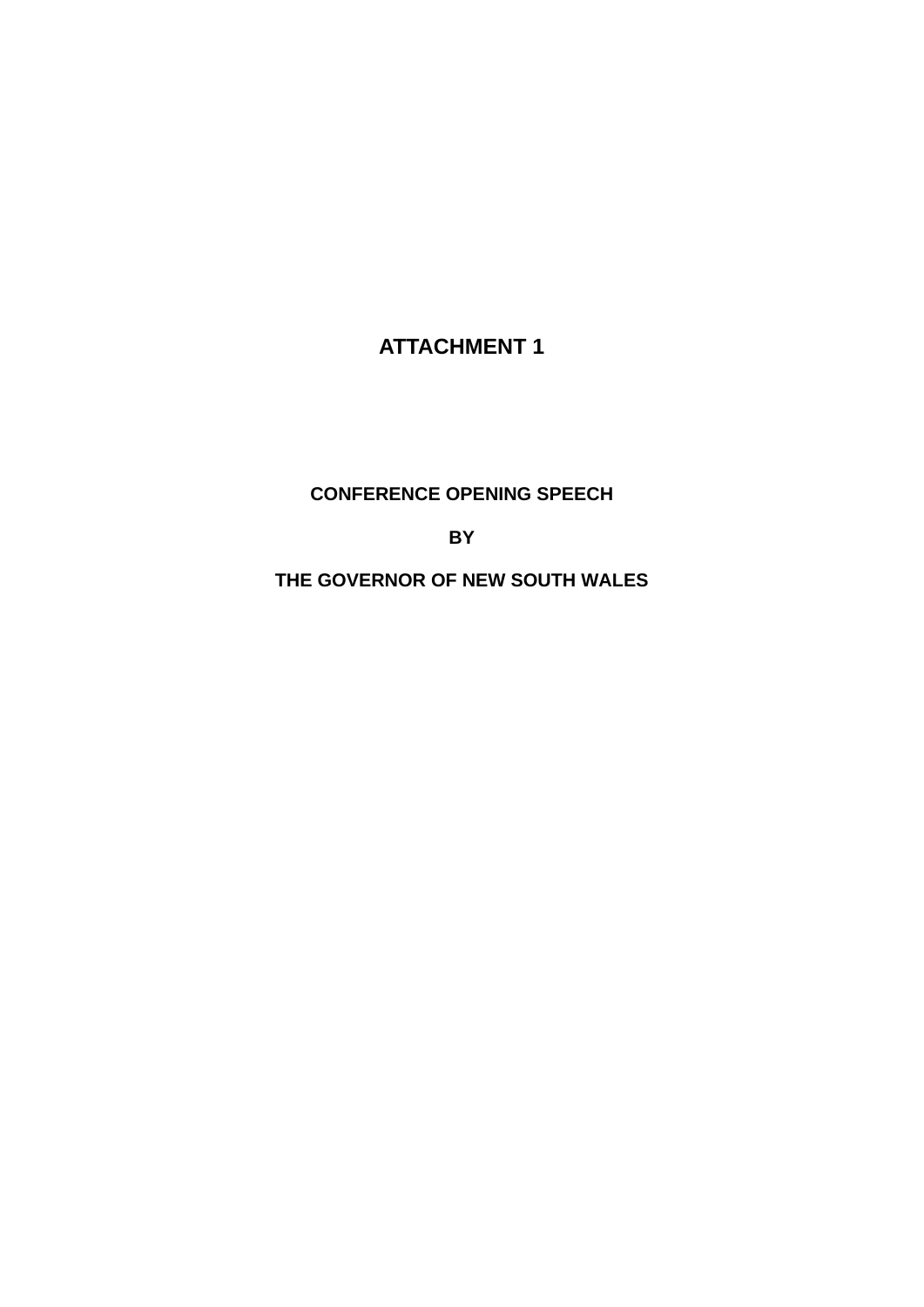# ATTACHMENT 1

## CONFERENCE OPENING SPEECH

## BY

## THE GOVERNOR OF NEW SOUTH WALES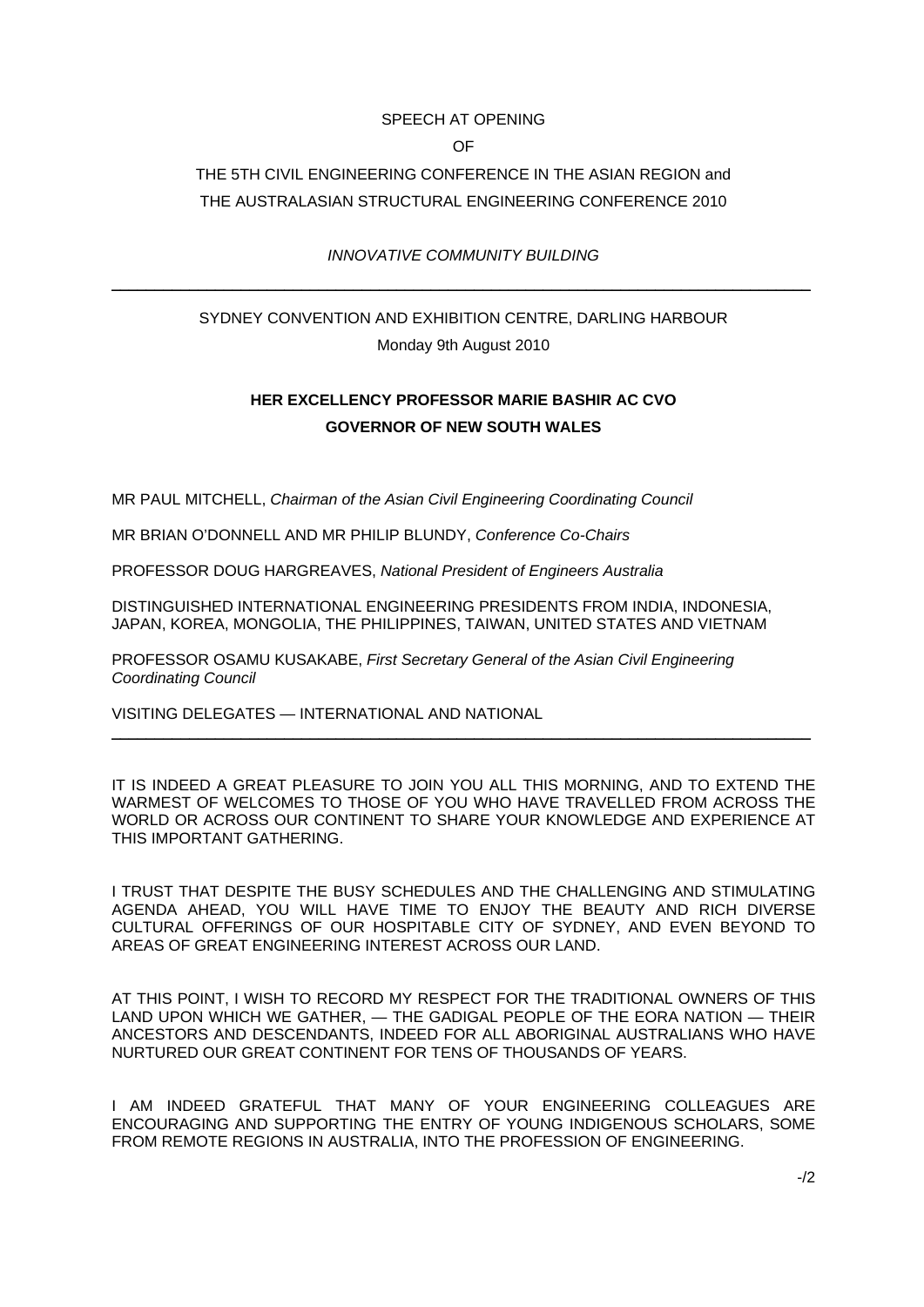SPEECH AT OPENING

OF

THE 5TH CIVIL ENGINEERING CONFERENCE IN THE ASIAN REGION and
THE AUSTRALASIAN STRUCTURAL ENGINEERING CONFERENCE 2010

*INNOVATIVE COMMUNITY BUILDING*

---

SYDNEY CONVENTION AND EXHIBITION CENTRE, DARLING HARBOUR
Monday 9th August 2010

**HER EXCELLENCY PROFESSOR MARIE BASHIR AC CVO**
**GOVERNOR OF NEW SOUTH WALES**

MR PAUL MITCHELL, *Chairman of the Asian Civil Engineering Coordinating Council*

MR BRIAN O'DONNELL AND MR PHILIP BLUNDY, *Conference Co-Chairs*

PROFESSOR DOUG HARGREAVES, *National President of Engineers Australia*

DISTINGUISHED INTERNATIONAL ENGINEERING PRESIDENTS FROM INDIA, INDONESIA, JAPAN, KOREA, MONGOLIA, THE PHILIPPINES, TAIWAN, UNITED STATES AND VIETNAM

PROFESSOR OSAMU KUSAKABE, *First Secretary General of the Asian Civil Engineering Coordinating Council*

VISITING DELEGATES — INTERNATIONAL AND NATIONAL

---

IT IS INDEED A GREAT PLEASURE TO JOIN YOU ALL THIS MORNING, AND TO EXTEND THE WARMEST OF WELCOMES TO THOSE OF YOU WHO HAVE TRAVELLED FROM ACROSS THE WORLD OR ACROSS OUR CONTINENT TO SHARE YOUR KNOWLEDGE AND EXPERIENCE AT THIS IMPORTANT GATHERING.

I TRUST THAT DESPITE THE BUSY SCHEDULES AND THE CHALLENGING AND STIMULATING AGENDA AHEAD, YOU WILL HAVE TIME TO ENJOY THE BEAUTY AND RICH DIVERSE CULTURAL OFFERINGS OF OUR HOSPITABLE CITY OF SYDNEY, AND EVEN BEYOND TO AREAS OF GREAT ENGINEERING INTEREST ACROSS OUR LAND.

AT THIS POINT, I WISH TO RECORD MY RESPECT FOR THE TRADITIONAL OWNERS OF THIS LAND UPON WHICH WE GATHER, — THE GADIGAL PEOPLE OF THE EORA NATION — THEIR ANCESTORS AND DESCENDANTS, INDEED FOR ALL ABORIGINAL AUSTRALIANS WHO HAVE NURTURED OUR GREAT CONTINENT FOR TENS OF THOUSANDS OF YEARS.

I AM INDEED GRATEFUL THAT MANY OF YOUR ENGINEERING COLLEAGUES ARE ENCOURAGING AND SUPPORTING THE ENTRY OF YOUNG INDIGENOUS SCHOLARS, SOME FROM REMOTE REGIONS IN AUSTRALIA, INTO THE PROFESSION OF ENGINEERING.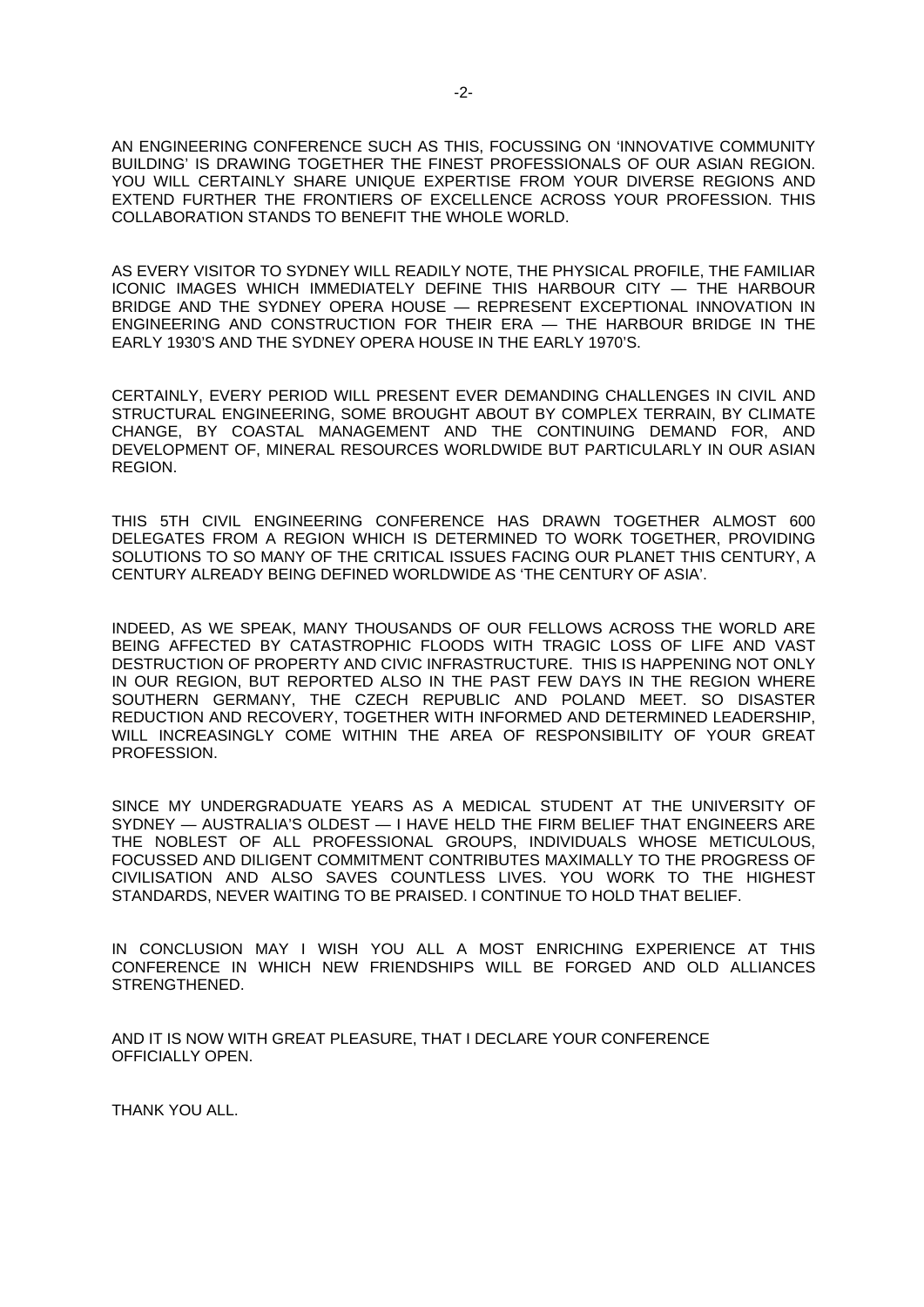AN ENGINEERING CONFERENCE SUCH AS THIS, FOCUSSING ON 'INNOVATIVE COMMUNITY BUILDING' IS DRAWING TOGETHER THE FINEST PROFESSIONALS OF OUR ASIAN REGION. YOU WILL CERTAINLY SHARE UNIQUE EXPERTISE FROM YOUR DIVERSE REGIONS AND EXTEND FURTHER THE FRONTIERS OF EXCELLENCE ACROSS YOUR PROFESSION. THIS COLLABORATION STANDS TO BENEFIT THE WHOLE WORLD.

AS EVERY VISITOR TO SYDNEY WILL READILY NOTE, THE PHYSICAL PROFILE, THE FAMILIAR ICONIC IMAGES WHICH IMMEDIATELY DEFINE THIS HARBOUR CITY — THE HARBOUR BRIDGE AND THE SYDNEY OPERA HOUSE — REPRESENT EXCEPTIONAL INNOVATION IN ENGINEERING AND CONSTRUCTION FOR THEIR ERA — THE HARBOUR BRIDGE IN THE EARLY 1930'S AND THE SYDNEY OPERA HOUSE IN THE EARLY 1970'S.

CERTAINLY, EVERY PERIOD WILL PRESENT EVER DEMANDING CHALLENGES IN CIVIL AND STRUCTURAL ENGINEERING, SOME BROUGHT ABOUT BY COMPLEX TERRAIN, BY CLIMATE CHANGE, BY COASTAL MANAGEMENT AND THE CONTINUING DEMAND FOR, AND DEVELOPMENT OF, MINERAL RESOURCES WORLDWIDE BUT PARTICULARLY IN OUR ASIAN REGION.

THIS 5TH CIVIL ENGINEERING CONFERENCE HAS DRAWN TOGETHER ALMOST 600 DELEGATES FROM A REGION WHICH IS DETERMINED TO WORK TOGETHER, PROVIDING SOLUTIONS TO SO MANY OF THE CRITICAL ISSUES FACING OUR PLANET THIS CENTURY, A CENTURY ALREADY BEING DEFINED WORLDWIDE AS 'THE CENTURY OF ASIA'.

INDEED, AS WE SPEAK, MANY THOUSANDS OF OUR FELLOWS ACROSS THE WORLD ARE BEING AFFECTED BY CATASTROPHIC FLOODS WITH TRAGIC LOSS OF LIFE AND VAST DESTRUCTION OF PROPERTY AND CIVIC INFRASTRUCTURE. THIS IS HAPPENING NOT ONLY IN OUR REGION, BUT REPORTED ALSO IN THE PAST FEW DAYS IN THE REGION WHERE SOUTHERN GERMANY, THE CZECH REPUBLIC AND POLAND MEET. SO DISASTER REDUCTION AND RECOVERY, TOGETHER WITH INFORMED AND DETERMINED LEADERSHIP, WILL INCREASINGLY COME WITHIN THE AREA OF RESPONSIBILITY OF YOUR GREAT PROFESSION.

SINCE MY UNDERGRADUATE YEARS AS A MEDICAL STUDENT AT THE UNIVERSITY OF SYDNEY — AUSTRALIA'S OLDEST — I HAVE HELD THE FIRM BELIEF THAT ENGINEERS ARE THE NOBLEST OF ALL PROFESSIONAL GROUPS, INDIVIDUALS WHOSE METICULOUS, FOCUSSED AND DILIGENT COMMITMENT CONTRIBUTES MAXIMALLY TO THE PROGRESS OF CIVILISATION AND ALSO SAVES COUNTLESS LIVES. YOU WORK TO THE HIGHEST STANDARDS, NEVER WAITING TO BE PRAISED. I CONTINUE TO HOLD THAT BELIEF.

IN CONCLUSION MAY I WISH YOU ALL A MOST ENRICHING EXPERIENCE AT THIS CONFERENCE IN WHICH NEW FRIENDSHIPS WILL BE FORGED AND OLD ALLIANCES STRENGTHENED.

AND IT IS NOW WITH GREAT PLEASURE, THAT I DECLARE YOUR CONFERENCE OFFICIALLY OPEN.

THANK YOU ALL.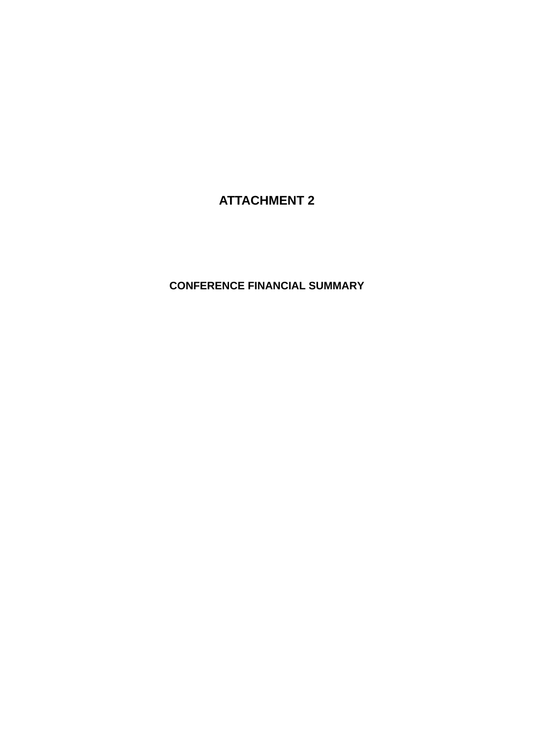# ATTACHMENT 2

## CONFERENCE FINANCIAL SUMMARY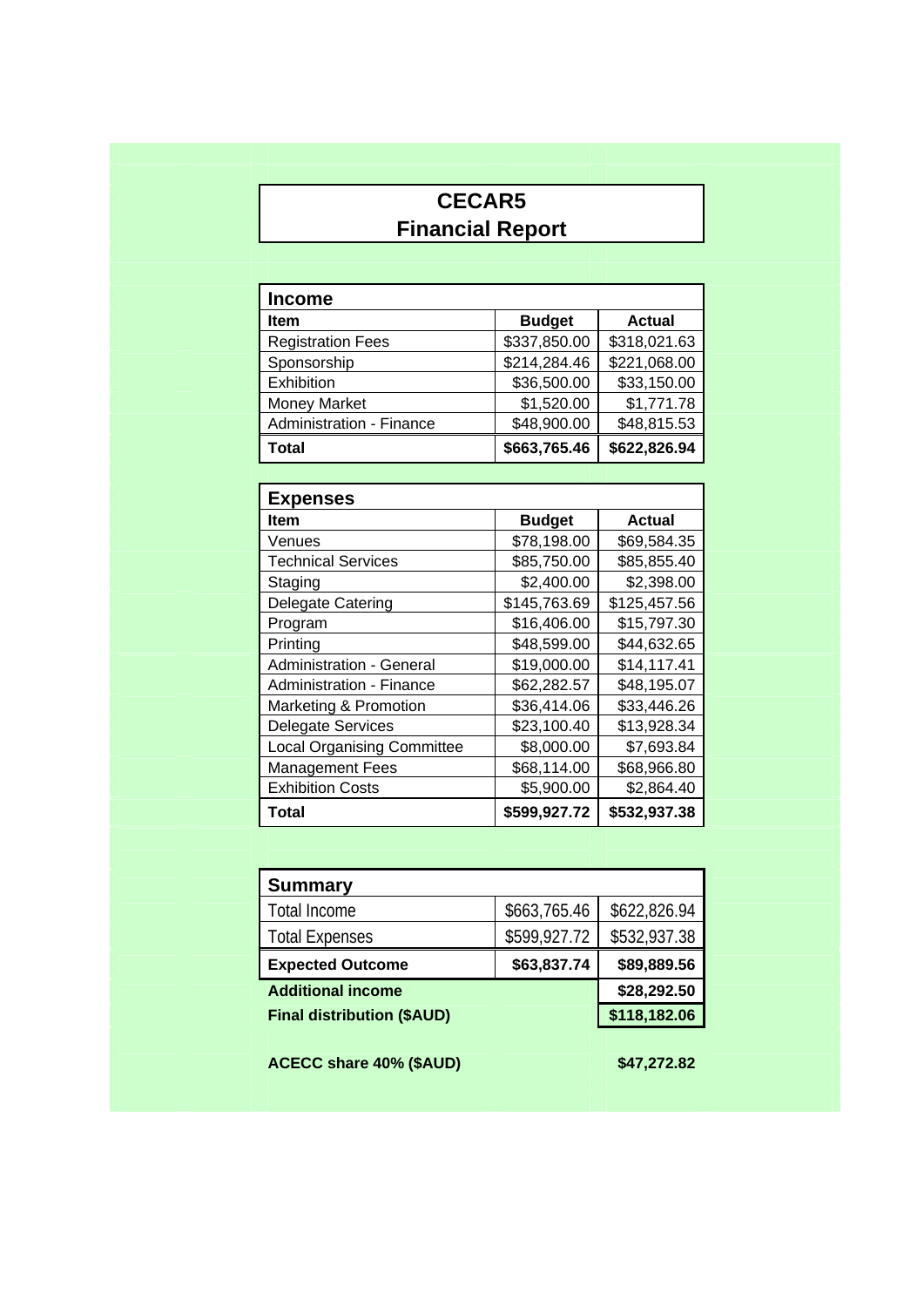# CECAR5
## Financial Report

### Income

| Item | Budget | Actual |
|---|---|---|
| Registration Fees | $337,850.00 | $318,021.63 |
| Sponsorship | $214,284.46 | $221,068.00 |
| Exhibition | $36,500.00 | $33,150.00 |
| Money Market | $1,520.00 | $1,771.78 |
| Administration - Finance | $48,900.00 | $48,815.53 |
| **Total** | **$663,765.46** | **$622,826.94** |

### Expenses

| Item | Budget | Actual |
|---|---|---|
| Venues | $78,198.00 | $69,584.35 |
| Technical Services | $85,750.00 | $85,855.40 |
| Staging | $2,400.00 | $2,398.00 |
| Delegate Catering | $145,763.69 | $125,457.56 |
| Program | $16,406.00 | $15,797.30 |
| Printing | $48,599.00 | $44,632.65 |
| Administration - General | $19,000.00 | $14,117.41 |
| Administration - Finance | $62,282.57 | $48,195.07 |
| Marketing & Promotion | $36,414.06 | $33,446.26 |
| Delegate Services | $23,100.40 | $13,928.34 |
| Local Organising Committee | $8,000.00 | $7,693.84 |
| Management Fees | $68,114.00 | $68,966.80 |
| Exhibition Costs | $5,900.00 | $2,864.40 |
| **Total** | **$599,927.72** | **$532,937.38** |

### Summary

| | | |
|---|---|---|
| Total Income | $663,765.46 | $622,826.94 |
| Total Expenses | $599,927.72 | $532,937.38 |
| **Expected Outcome** | **$63,837.74** | **$89,889.56** |
| **Additional income** | | **$28,292.50** |
| **Final distribution ($AUD)** | | **$118,182.06** |
| | | |
| **ACECC share 40% ($AUD)** | | **$47,272.82** |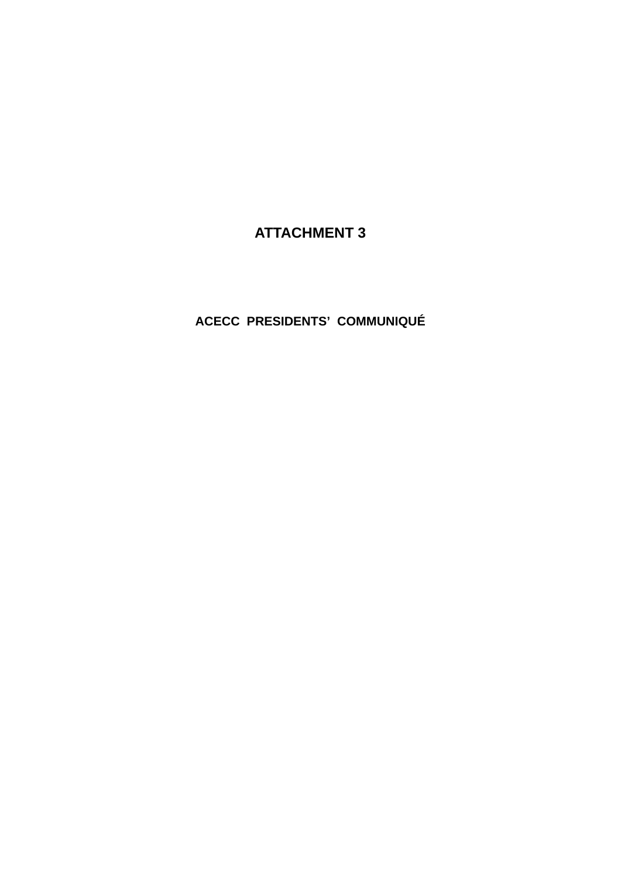# ATTACHMENT 3

## ACECC PRESIDENTS' COMMUNIQUÉ